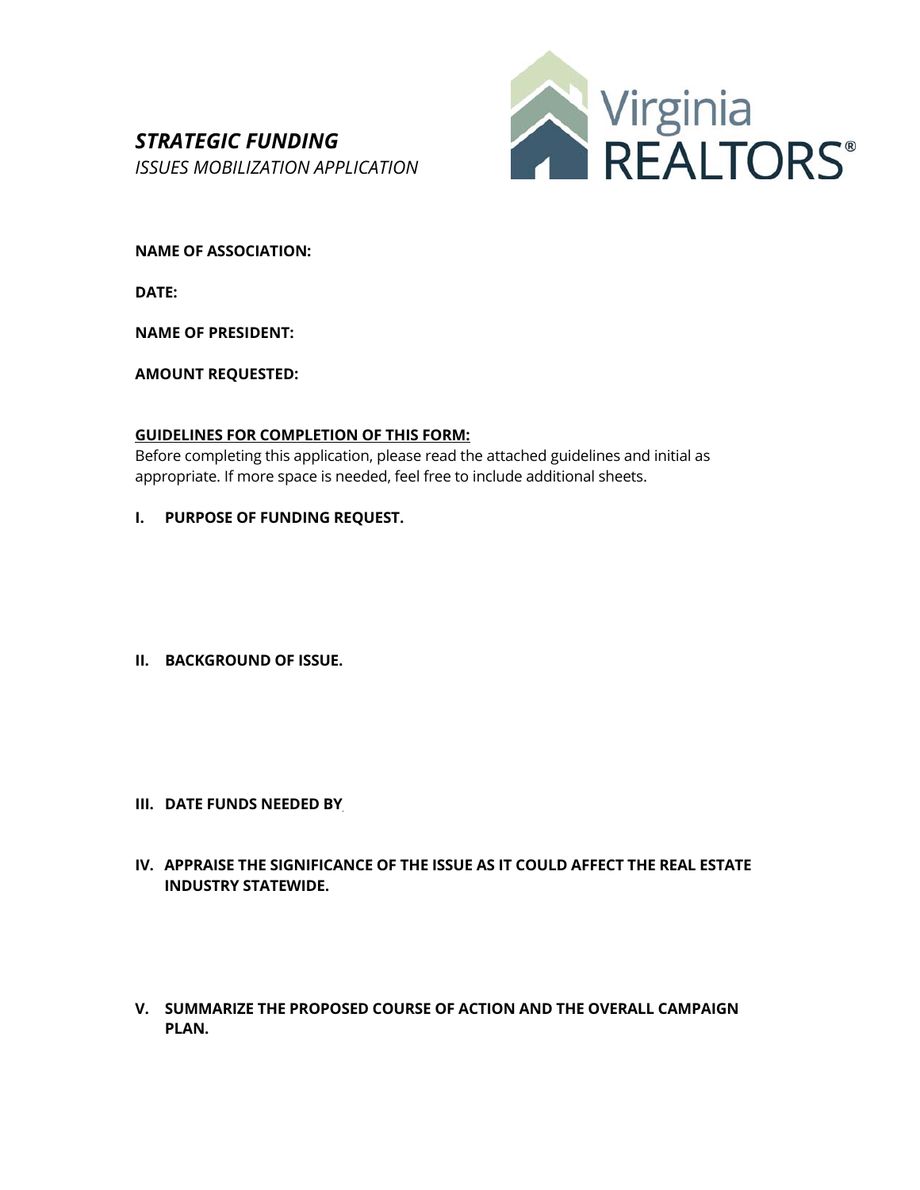***STRATEGIC FUNDING***

*ISSUES MOBILIZATION APPLICATION*

Virginia REALTORS®

**NAME OF ASSOCIATION:**

**DATE:**

**NAME OF PRESIDENT:**

**AMOUNT REQUESTED:**

**GUIDELINES FOR COMPLETION OF THIS FORM:**

Before completing this application, please read the attached guidelines and initial as appropriate. If more space is needed, feel free to include additional sheets.

**I. PURPOSE OF FUNDING REQUEST.**

**II. BACKGROUND OF ISSUE.**

**III. DATE FUNDS NEEDED BY**

**IV. APPRAISE THE SIGNIFICANCE OF THE ISSUE AS IT COULD AFFECT THE REAL ESTATE INDUSTRY STATEWIDE.**

**V. SUMMARIZE THE PROPOSED COURSE OF ACTION AND THE OVERALL CAMPAIGN PLAN.**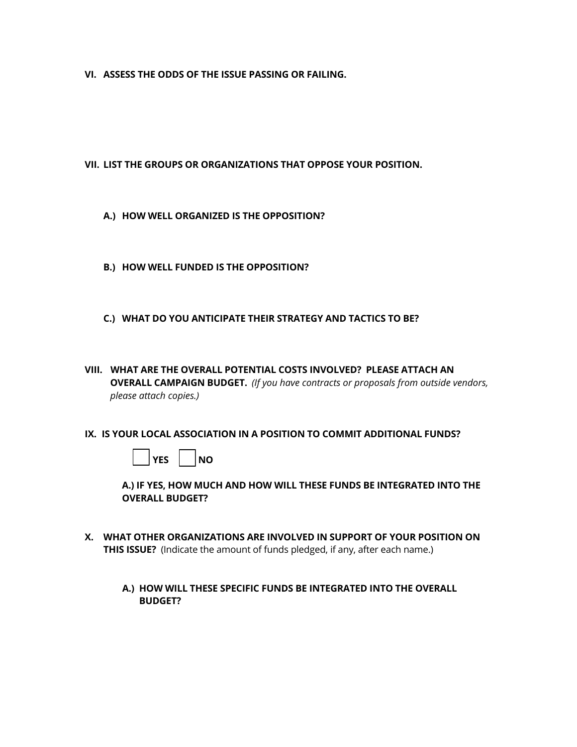**VI. ASSESS THE ODDS OF THE ISSUE PASSING OR FAILING.**

**VII. LIST THE GROUPS OR ORGANIZATIONS THAT OPPOSE YOUR POSITION.**

**A.) HOW WELL ORGANIZED IS THE OPPOSITION?**

**B.) HOW WELL FUNDED IS THE OPPOSITION?**

**C.) WHAT DO YOU ANTICIPATE THEIR STRATEGY AND TACTICS TO BE?**

**VIII. WHAT ARE THE OVERALL POTENTIAL COSTS INVOLVED? PLEASE ATTACH AN OVERALL CAMPAIGN BUDGET.** *(If you have contracts or proposals from outside vendors, please attach copies.)*

**IX. IS YOUR LOCAL ASSOCIATION IN A POSITION TO COMMIT ADDITIONAL FUNDS?**

☐ **YES** ☐ **NO**

**A.) IF YES, HOW MUCH AND HOW WILL THESE FUNDS BE INTEGRATED INTO THE OVERALL BUDGET?**

**X. WHAT OTHER ORGANIZATIONS ARE INVOLVED IN SUPPORT OF YOUR POSITION ON THIS ISSUE?** (Indicate the amount of funds pledged, if any, after each name.)

**A.) HOW WILL THESE SPECIFIC FUNDS BE INTEGRATED INTO THE OVERALL BUDGET?**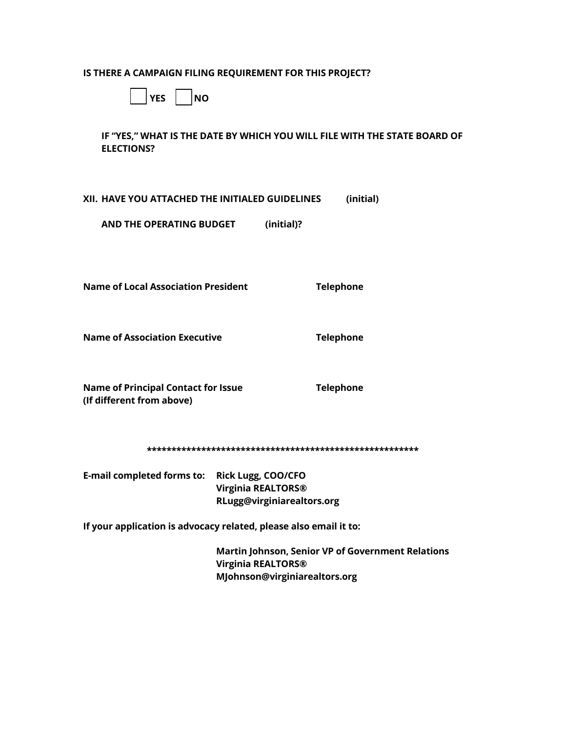**IS THERE A CAMPAIGN FILING REQUIREMENT FOR THIS PROJECT?**

☐ **YES** ☐ **NO**

**IF "YES," WHAT IS THE DATE BY WHICH YOU WILL FILE WITH THE STATE BOARD OF ELECTIONS?**

**XII. HAVE YOU ATTACHED THE INITIALED GUIDELINES (initial)**

**AND THE OPERATING BUDGET (initial)?**

| | |
|---|---|
| **Name of Local Association President** | **Telephone** |
| **Name of Association Executive** | **Telephone** |
| **Name of Principal Contact for Issue (If different from above)** | **Telephone** |

**\*\*\*\*\*\*\*\*\*\*\*\*\*\*\*\*\*\*\*\*\*\*\*\*\*\*\*\*\*\*\*\*\*\*\*\*\*\*\*\*\*\*\*\*\*\*\*\*\*\*\*\*\*\*\*\*\*\*\***

**E-mail completed forms to:** **Rick Lugg, COO/CFO**
**Virginia REALTORS®**
**RLugg@virginiarealtors.org**

**If your application is advocacy related, please also email it to:**

**Martin Johnson, Senior VP of Government Relations**
**Virginia REALTORS®**
**MJohnson@virginiarealtors.org**